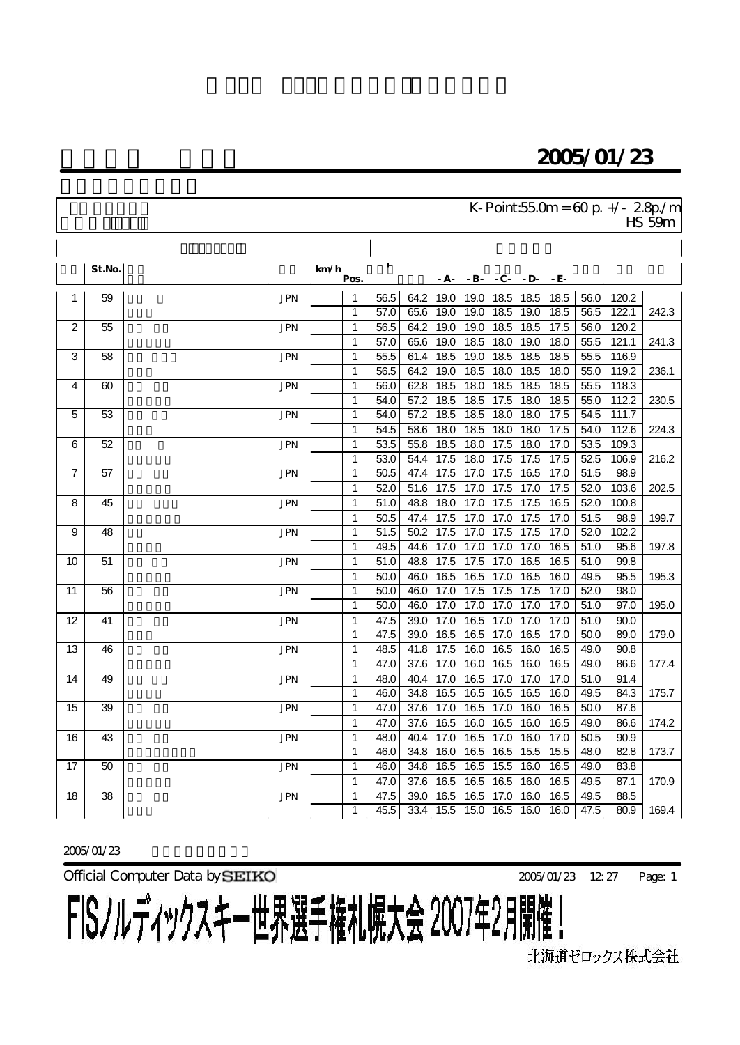## 2005/01/23

K-Point:55.0m = 60 p. +/- 2.8p./m
HS 59m

| | St.No. | | | km/h | Pos. | | | -A- | -B- | -C- | -D- | -E- | | | |
|---|---|---|---|---|---|---|---|---|---|---|---|---|---|---|---|
| 1 | 59 | | JPN | | 1 | 56.5 | 64.2 | 19.0 | 19.0 | 18.5 | 18.5 | 18.5 | 56.0 | 120.2 | |
| | | | | | 1 | 57.0 | 65.6 | 19.0 | 19.0 | 18.5 | 19.0 | 18.5 | 56.5 | 122.1 | 242.3 |
| 2 | 55 | | JPN | | 1 | 56.5 | 64.2 | 19.0 | 19.0 | 18.5 | 18.5 | 17.5 | 56.0 | 120.2 | |
| | | | | | 1 | 57.0 | 65.6 | 19.0 | 18.5 | 18.0 | 19.0 | 18.0 | 55.5 | 121.1 | 241.3 |
| 3 | 58 | | JPN | | 1 | 55.5 | 61.4 | 18.5 | 19.0 | 18.5 | 18.5 | 18.5 | 55.5 | 116.9 | |
| | | | | | 1 | 56.5 | 64.2 | 19.0 | 18.5 | 18.0 | 18.5 | 18.0 | 55.0 | 119.2 | 236.1 |
| 4 | 60 | | JPN | | 1 | 56.0 | 62.8 | 18.5 | 18.0 | 18.5 | 18.5 | 18.5 | 55.5 | 118.3 | |
| | | | | | 1 | 54.0 | 57.2 | 18.5 | 18.5 | 17.5 | 18.0 | 18.5 | 55.0 | 112.2 | 230.5 |
| 5 | 53 | | JPN | | 1 | 54.0 | 57.2 | 18.5 | 18.5 | 18.0 | 18.0 | 17.5 | 54.5 | 111.7 | |
| | | | | | 1 | 54.5 | 58.6 | 18.0 | 18.5 | 18.0 | 18.0 | 17.5 | 54.0 | 112.6 | 224.3 |
| 6 | 52 | | JPN | | 1 | 53.5 | 55.8 | 18.5 | 18.0 | 17.5 | 18.0 | 17.0 | 53.5 | 109.3 | |
| | | | | | 1 | 53.0 | 54.4 | 17.5 | 18.0 | 17.5 | 17.5 | 17.5 | 52.5 | 106.9 | 216.2 |
| 7 | 57 | | JPN | | 1 | 50.5 | 47.4 | 17.5 | 17.0 | 17.5 | 16.5 | 17.0 | 51.5 | 98.9 | |
| | | | | | 1 | 52.0 | 51.6 | 17.5 | 17.0 | 17.5 | 17.0 | 17.5 | 52.0 | 103.6 | 202.5 |
| 8 | 45 | | JPN | | 1 | 51.0 | 48.8 | 18.0 | 17.0 | 17.5 | 17.5 | 16.5 | 52.0 | 100.8 | |
| | | | | | 1 | 50.5 | 47.4 | 17.5 | 17.0 | 17.0 | 17.5 | 17.0 | 51.5 | 98.9 | 199.7 |
| 9 | 48 | | JPN | | 1 | 51.5 | 50.2 | 17.5 | 17.0 | 17.5 | 17.5 | 17.0 | 52.0 | 102.2 | |
| | | | | | 1 | 49.5 | 44.6 | 17.0 | 17.0 | 17.0 | 17.0 | 16.5 | 51.0 | 95.6 | 197.8 |
| 10 | 51 | | JPN | | 1 | 51.0 | 48.8 | 17.5 | 17.5 | 17.0 | 16.5 | 16.5 | 51.0 | 99.8 | |
| | | | | | 1 | 50.0 | 46.0 | 16.5 | 16.5 | 17.0 | 16.5 | 16.0 | 49.5 | 95.5 | 195.3 |
| 11 | 56 | | JPN | | 1 | 50.0 | 46.0 | 17.0 | 17.5 | 17.5 | 17.5 | 17.0 | 52.0 | 98.0 | |
| | | | | | 1 | 50.0 | 46.0 | 17.0 | 17.0 | 17.0 | 17.0 | 17.0 | 51.0 | 97.0 | 195.0 |
| 12 | 41 | | JPN | | 1 | 47.5 | 39.0 | 17.0 | 16.5 | 17.0 | 17.0 | 17.0 | 51.0 | 90.0 | |
| | | | | | 1 | 47.5 | 39.0 | 16.5 | 16.5 | 17.0 | 16.5 | 17.0 | 50.0 | 89.0 | 179.0 |
| 13 | 46 | | JPN | | 1 | 48.5 | 41.8 | 17.5 | 16.0 | 16.5 | 16.0 | 16.5 | 49.0 | 90.8 | |
| | | | | | 1 | 47.0 | 37.6 | 17.0 | 16.0 | 16.5 | 16.0 | 16.5 | 49.0 | 86.6 | 177.4 |
| 14 | 49 | | JPN | | 1 | 48.0 | 40.4 | 17.0 | 16.5 | 17.0 | 17.0 | 17.0 | 51.0 | 91.4 | |
| | | | | | 1 | 46.0 | 34.8 | 16.5 | 16.5 | 16.5 | 16.5 | 16.0 | 49.5 | 84.3 | 175.7 |
| 15 | 39 | | JPN | | 1 | 47.0 | 37.6 | 17.0 | 16.5 | 17.0 | 16.0 | 16.5 | 50.0 | 87.6 | |
| | | | | | 1 | 47.0 | 37.6 | 16.5 | 16.0 | 16.5 | 16.0 | 16.5 | 49.0 | 86.6 | 174.2 |
| 16 | 43 | | JPN | | 1 | 48.0 | 40.4 | 17.0 | 16.5 | 17.0 | 16.0 | 17.0 | 50.5 | 90.9 | |
| | | | | | 1 | 46.0 | 34.8 | 16.0 | 16.5 | 16.5 | 15.5 | 15.5 | 48.0 | 82.8 | 173.7 |
| 17 | 50 | | JPN | | 1 | 46.0 | 34.8 | 16.5 | 16.5 | 15.5 | 16.0 | 16.5 | 49.0 | 83.8 | |
| | | | | | 1 | 47.0 | 37.6 | 16.5 | 16.5 | 16.5 | 16.0 | 16.5 | 49.5 | 87.1 | 170.9 |
| 18 | 38 | | JPN | | 1 | 47.5 | 39.0 | 16.5 | 16.5 | 17.0 | 16.0 | 16.5 | 49.5 | 88.5 | |
| | | | | | 1 | 45.5 | 33.4 | 15.5 | 15.0 | 16.5 | 16.0 | 16.0 | 47.5 | 80.9 | 169.4 |

2005/01/23

Official Computer Data by SEIKO    2005/01/23 12:27

FISノルディックスキー世界選手権札幌大会 2007年2月開催！

北海道ゼロックス株式会社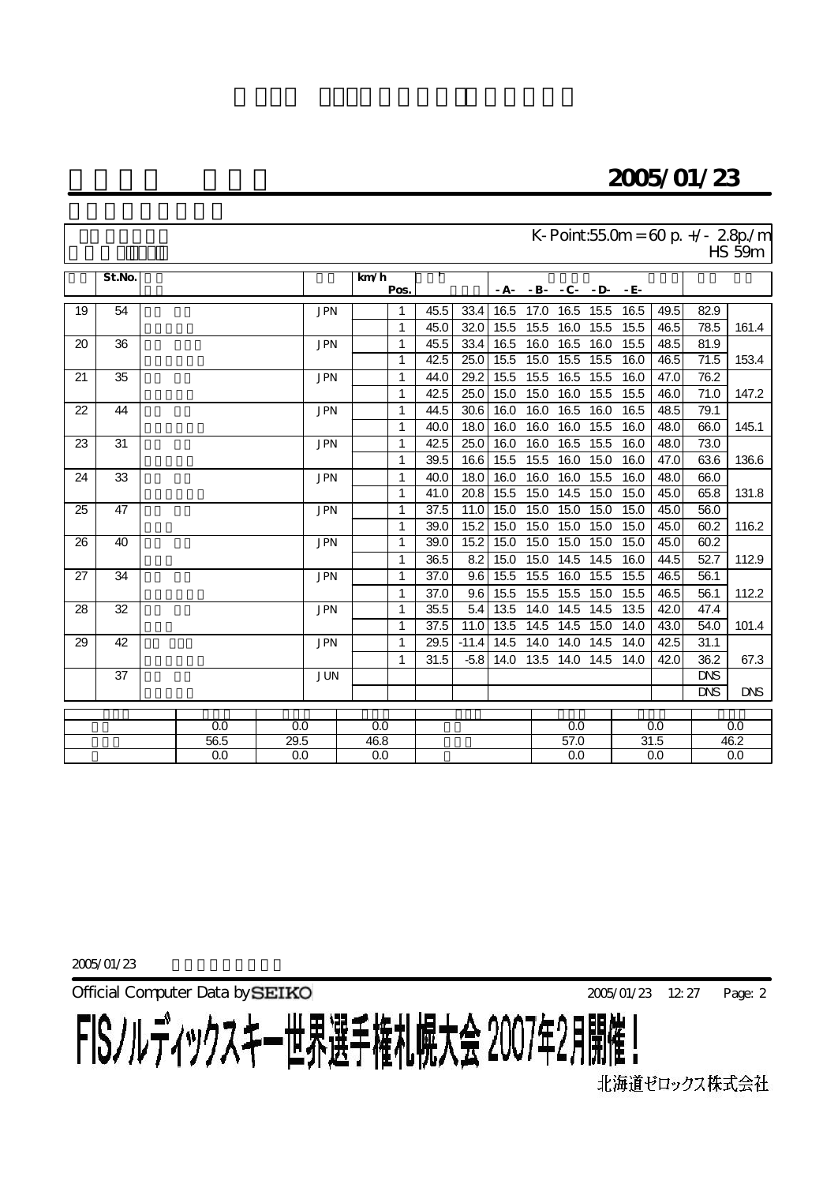## 2005/01/23

K-Point:55.0m = 60 p. +/- 2.8p./m
HS 59m

| | St.No. | | | km/h | Pos. | | | -A- | -B- | -C- | -D- | -E- | | | |
|---|---|---|---|---|---|---|---|---|---|---|---|---|---|---|---|
| 19 | 54 | | JPN | | 1 | 45.5 | 33.4 | 16.5 | 17.0 | 16.5 | 15.5 | 16.5 | 49.5 | 82.9 | |
| | | | | | 1 | 45.0 | 32.0 | 15.5 | 15.5 | 16.0 | 15.5 | 15.5 | 46.5 | 78.5 | 161.4 |
| 20 | 36 | | JPN | | 1 | 45.5 | 33.4 | 16.5 | 16.0 | 16.5 | 16.0 | 15.5 | 48.5 | 81.9 | |
| | | | | | 1 | 42.5 | 25.0 | 15.5 | 15.0 | 15.5 | 15.5 | 16.0 | 46.5 | 71.5 | 153.4 |
| 21 | 35 | | JPN | | 1 | 44.0 | 29.2 | 15.5 | 15.5 | 16.5 | 15.5 | 16.0 | 47.0 | 76.2 | |
| | | | | | 1 | 42.5 | 25.0 | 15.0 | 15.0 | 16.0 | 15.5 | 15.5 | 46.0 | 71.0 | 147.2 |
| 22 | 44 | | JPN | | 1 | 44.5 | 30.6 | 16.0 | 16.0 | 16.5 | 16.0 | 16.5 | 48.5 | 79.1 | |
| | | | | | 1 | 40.0 | 18.0 | 16.0 | 16.0 | 16.0 | 15.5 | 16.0 | 48.0 | 66.0 | 145.1 |
| 23 | 31 | | JPN | | 1 | 42.5 | 25.0 | 16.0 | 16.0 | 16.5 | 15.5 | 16.0 | 48.0 | 73.0 | |
| | | | | | 1 | 39.5 | 16.6 | 15.5 | 15.5 | 16.0 | 15.0 | 16.0 | 47.0 | 63.6 | 136.6 |
| 24 | 33 | | JPN | | 1 | 40.0 | 18.0 | 16.0 | 16.0 | 16.0 | 15.5 | 16.0 | 48.0 | 66.0 | |
| | | | | | 1 | 41.0 | 20.8 | 15.5 | 15.0 | 14.5 | 15.0 | 15.0 | 45.0 | 65.8 | 131.8 |
| 25 | 47 | | JPN | | 1 | 37.5 | 11.0 | 15.0 | 15.0 | 15.0 | 15.0 | 15.0 | 45.0 | 56.0 | |
| | | | | | 1 | 39.0 | 15.2 | 15.0 | 15.0 | 15.0 | 15.0 | 15.0 | 45.0 | 60.2 | 116.2 |
| 26 | 40 | | JPN | | 1 | 39.0 | 15.2 | 15.0 | 15.0 | 15.0 | 15.0 | 15.0 | 45.0 | 60.2 | |
| | | | | | 1 | 36.5 | 8.2 | 15.0 | 15.0 | 14.5 | 14.5 | 16.0 | 44.5 | 52.7 | 112.9 |
| 27 | 34 | | JPN | | 1 | 37.0 | 9.6 | 15.5 | 15.5 | 16.0 | 15.5 | 15.5 | 46.5 | 56.1 | |
| | | | | | 1 | 37.0 | 9.6 | 15.5 | 15.5 | 15.5 | 15.0 | 15.5 | 46.5 | 56.1 | 112.2 |
| 28 | 32 | | JPN | | 1 | 35.5 | 5.4 | 13.5 | 14.0 | 14.5 | 14.5 | 13.5 | 42.0 | 47.4 | |
| | | | | | 1 | 37.5 | 11.0 | 13.5 | 14.5 | 14.5 | 15.0 | 14.0 | 43.0 | 54.0 | 101.4 |
| 29 | 42 | | JPN | | 1 | 29.5 | -11.4 | 14.5 | 14.0 | 14.0 | 14.5 | 14.0 | 42.5 | 31.1 | |
| | | | | | 1 | 31.5 | -5.8 | 14.0 | 13.5 | 14.0 | 14.5 | 14.0 | 42.0 | 36.2 | 67.3 |
| | 37 | | JUN | | | | | | | | | | | DNS | |
| | | | | | | | | | | | | | | DNS | DNS |

| | | | | | | | |
|---|---|---|---|---|---|---|---|
| | 0.0 | 0.0 | 0.0 | | 0.0 | 0.0 | 0.0 |
| | 56.5 | 29.5 | 46.8 | | 57.0 | 31.5 | 46.2 |
| | 0.0 | 0.0 | 0.0 | | 0.0 | 0.0 | 0.0 |

2005/01/23

Official Computer Data by SEIKO

**FISノルディックスキー世界選手権札幌大会 2007年2月開催！**

北海道ゼロックス株式会社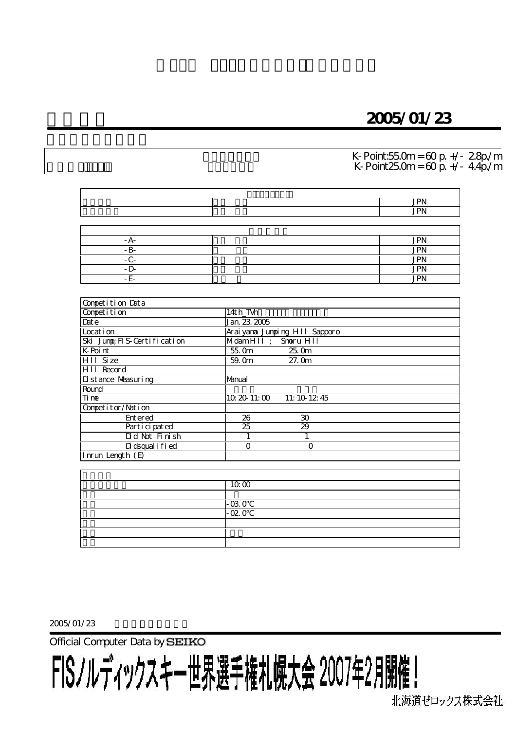**2005/01/23**

K-Point:55.0m = 60 p. +/- 2.8p./m
K-Point25.0m = 60 p. +/- 4.4p./m

| | | |
|---|---|---|
| | | JPN |
| | | JPN |

| | | |
|---|---|---|
| -A- | | JPN |
| -B- | | JPN |
| -C- | | JPN |
| -D- | | JPN |
| -E- | | JPN |

| Competition Data | |
|---|---|
| Competition | 14th_TVh |
| Date | Jan. 23. 2005 |
| Location | Araiyama Jumping Hill Sapporo |
| Ski Jump; FIS-Certification | Midam Hill ; Smoru Hill |
| K-Point | 55.0m 25.0m |
| Hill Size | 59.0m 27.0m |
| Hill Record | |
| Distance Measuring | Manual |
| Round | |
| Time | 10:20-11:00 11:10-12:45 |
| Competitor/Nation | |
| Entered | 26 30 |
| Participated | 25 29 |
| Did Not Finish | 1 1 |
| Disqualified | 0 0 |
| Inrun Length (E) | |

| | |
|---|---|
| | 10:00 |
| | |
| | -03.0°C |
| | -02.0°C |
| | |
| | |
| | |

2005/01/23

Official Computer Data by SEIKO

FISノルディックスキー世界選手権札幌大会 2007年2月開催!

北海道ゼロックス株式会社